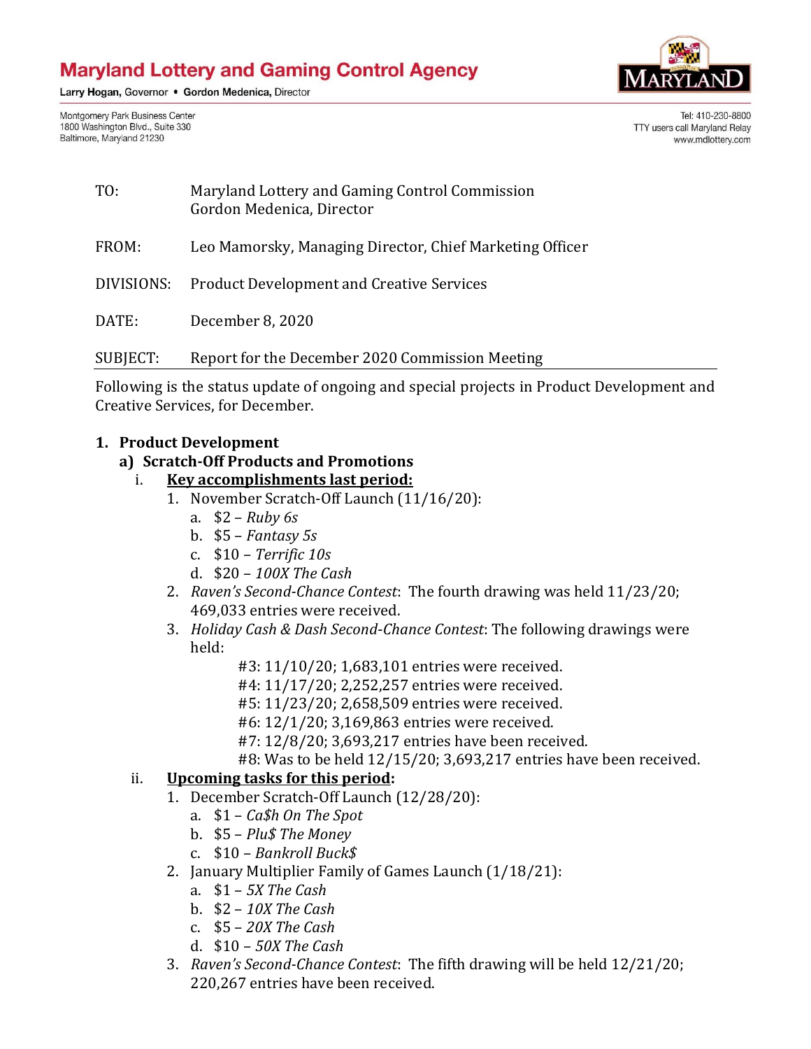**Maryland Lottery and Gaming Control Agency**

Larry Hogan, Governor • Gordon Medenica, Director

Montgomery Park Business Center
1800 Washington Blvd., Suite 330
Baltimore, Maryland 21230

Tel: 410-230-8800
TTY users call Maryland Relay
www.mdlottery.com

TO: Maryland Lottery and Gaming Control Commission
Gordon Medenica, Director

FROM: Leo Mamorsky, Managing Director, Chief Marketing Officer

DIVISIONS: Product Development and Creative Services

DATE: December 8, 2020

SUBJECT: Report for the December 2020 Commission Meeting

Following is the status update of ongoing and special projects in Product Development and Creative Services, for December.

## 1. Product Development

### a) Scratch-Off Products and Promotions

i. **Key accomplishments last period:**

1. November Scratch-Off Launch (11/16/20):
   a. $2 – *Ruby 6s*
   b. $5 – *Fantasy 5s*
   c. $10 – *Terrific 10s*
   d. $20 – *100X The Cash*
2. *Raven's Second-Chance Contest*: The fourth drawing was held 11/23/20; 469,033 entries were received.
3. *Holiday Cash & Dash Second-Chance Contest*: The following drawings were held:
   - #3: 11/10/20; 1,683,101 entries were received.
   - #4: 11/17/20; 2,252,257 entries were received.
   - #5: 11/23/20; 2,658,509 entries were received.
   - #6: 12/1/20; 3,169,863 entries were received.
   - #7: 12/8/20; 3,693,217 entries have been received.
   - #8: Was to be held 12/15/20; 3,693,217 entries have been received.

ii. **Upcoming tasks for this period:**

1. December Scratch-Off Launch (12/28/20):
   a. $1 – *Ca$h On The Spot*
   b. $5 – *Plu$ The Money*
   c. $10 – *Bankroll Buck$*
2. January Multiplier Family of Games Launch (1/18/21):
   a. $1 – *5X The Cash*
   b. $2 – *10X The Cash*
   c. $5 – *20X The Cash*
   d. $10 – *50X The Cash*
3. *Raven's Second-Chance Contest*: The fifth drawing will be held 12/21/20; 220,267 entries have been received.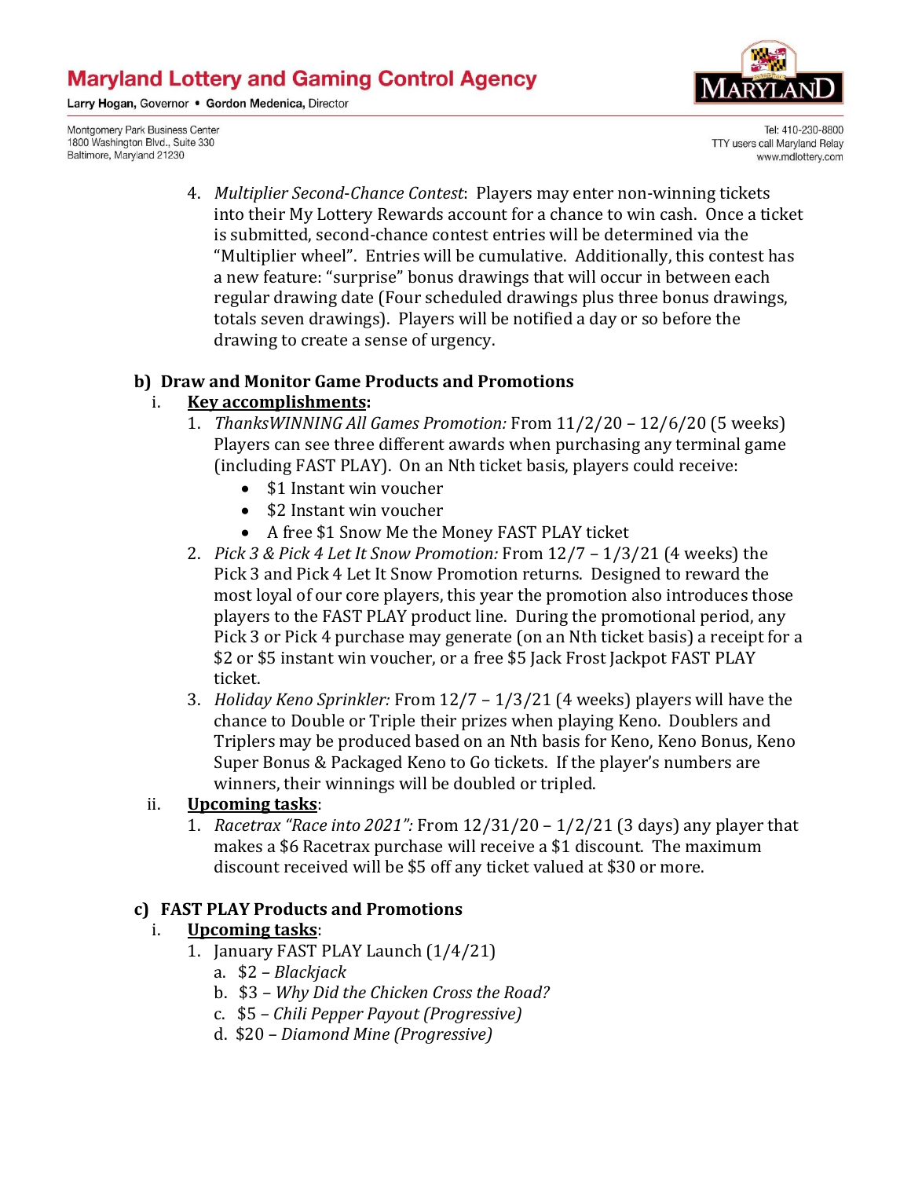4. *Multiplier Second-Chance Contest*: Players may enter non-winning tickets into their My Lottery Rewards account for a chance to win cash. Once a ticket is submitted, second-chance contest entries will be determined via the "Multiplier wheel". Entries will be cumulative. Additionally, this contest has a new feature: "surprise" bonus drawings that will occur in between each regular drawing date (Four scheduled drawings plus three bonus drawings, totals seven drawings). Players will be notified a day or so before the drawing to create a sense of urgency.

**b) Draw and Monitor Game Products and Promotions**

i. **Key accomplishments:**

1. *ThanksWINNING All Games Promotion:* From 11/2/20 – 12/6/20 (5 weeks) Players can see three different awards when purchasing any terminal game (including FAST PLAY). On an Nth ticket basis, players could receive:
   - $1 Instant win voucher
   - $2 Instant win voucher
   - A free $1 Snow Me the Money FAST PLAY ticket
2. *Pick 3 & Pick 4 Let It Snow Promotion:* From 12/7 – 1/3/21 (4 weeks) the Pick 3 and Pick 4 Let It Snow Promotion returns. Designed to reward the most loyal of our core players, this year the promotion also introduces those players to the FAST PLAY product line. During the promotional period, any Pick 3 or Pick 4 purchase may generate (on an Nth ticket basis) a receipt for a $2 or $5 instant win voucher, or a free $5 Jack Frost Jackpot FAST PLAY ticket.
3. *Holiday Keno Sprinkler:* From 12/7 – 1/3/21 (4 weeks) players will have the chance to Double or Triple their prizes when playing Keno. Doublers and Triplers may be produced based on an Nth basis for Keno, Keno Bonus, Keno Super Bonus & Packaged Keno to Go tickets. If the player's numbers are winners, their winnings will be doubled or tripled.

ii. **Upcoming tasks**:

1. *Racetrax "Race into 2021":* From 12/31/20 – 1/2/21 (3 days) any player that makes a $6 Racetrax purchase will receive a $1 discount. The maximum discount received will be $5 off any ticket valued at $30 or more.

**c) FAST PLAY Products and Promotions**

i. **Upcoming tasks**:

1. January FAST PLAY Launch (1/4/21)
   a. $2 – *Blackjack*
   b. $3 – *Why Did the Chicken Cross the Road?*
   c. $5 – *Chili Pepper Payout (Progressive)*
   d. $20 – *Diamond Mine (Progressive)*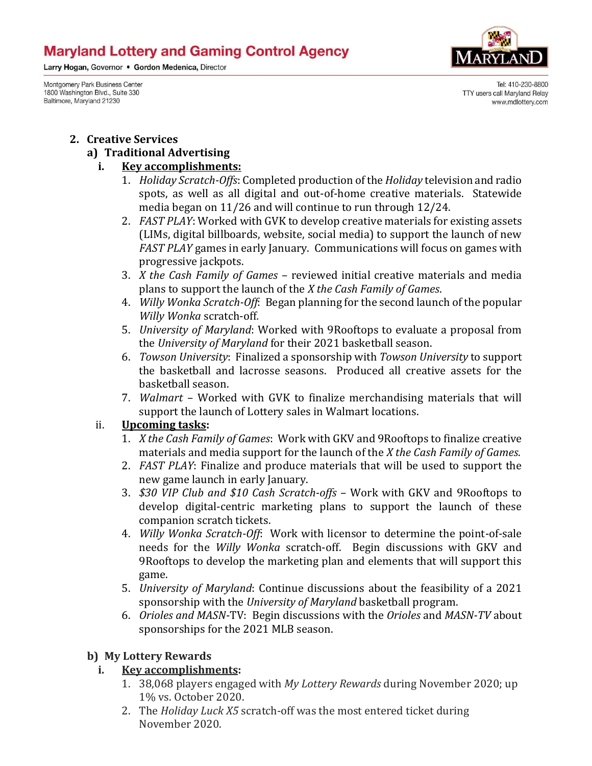# Maryland Lottery and Gaming Control Agency

Larry Hogan, Governor • Gordon Medenica, Director

Montgomery Park Business Center
1800 Washington Blvd., Suite 330
Baltimore, Maryland 21230

Tel: 410-230-8800
TTY users call Maryland Relay
www.mdlottery.com

## 2. Creative Services

### a) Traditional Advertising

#### i. Key accomplishments:

1. *Holiday Scratch-Offs*: Completed production of the *Holiday* television and radio spots, as well as all digital and out-of-home creative materials. Statewide media began on 11/26 and will continue to run through 12/24.
2. *FAST PLAY*: Worked with GVK to develop creative materials for existing assets (LIMs, digital billboards, website, social media) to support the launch of new *FAST PLAY* games in early January. Communications will focus on games with progressive jackpots.
3. *X the Cash Family of Games* – reviewed initial creative materials and media plans to support the launch of the *X the Cash Family of Games*.
4. *Willy Wonka Scratch-Off*: Began planning for the second launch of the popular *Willy Wonka* scratch-off.
5. *University of Maryland*: Worked with 9Rooftops to evaluate a proposal from the *University of Maryland* for their 2021 basketball season.
6. *Towson University*: Finalized a sponsorship with *Towson University* to support the basketball and lacrosse seasons. Produced all creative assets for the basketball season.
7. *Walmart* – Worked with GVK to finalize merchandising materials that will support the launch of Lottery sales in Walmart locations.

#### ii. Upcoming tasks:

1. *X the Cash Family of Games*: Work with GKV and 9Rooftops to finalize creative materials and media support for the launch of the *X the Cash Family of Games*.
2. *FAST PLAY*: Finalize and produce materials that will be used to support the new game launch in early January.
3. *$30 VIP Club and $10 Cash Scratch-offs* – Work with GKV and 9Rooftops to develop digital-centric marketing plans to support the launch of these companion scratch tickets.
4. *Willy Wonka Scratch-Off*: Work with licensor to determine the point-of-sale needs for the *Willy Wonka* scratch-off. Begin discussions with GKV and 9Rooftops to develop the marketing plan and elements that will support this game.
5. *University of Maryland*: Continue discussions about the feasibility of a 2021 sponsorship with the *University of Maryland* basketball program.
6. *Orioles and MASN*-TV: Begin discussions with the *Orioles* and *MASN-TV* about sponsorships for the 2021 MLB season.

### b) My Lottery Rewards

#### i. Key accomplishments:

1. 38,068 players engaged with *My Lottery Rewards* during November 2020; up 1% vs. October 2020.
2. The *Holiday Luck X5* scratch-off was the most entered ticket during November 2020.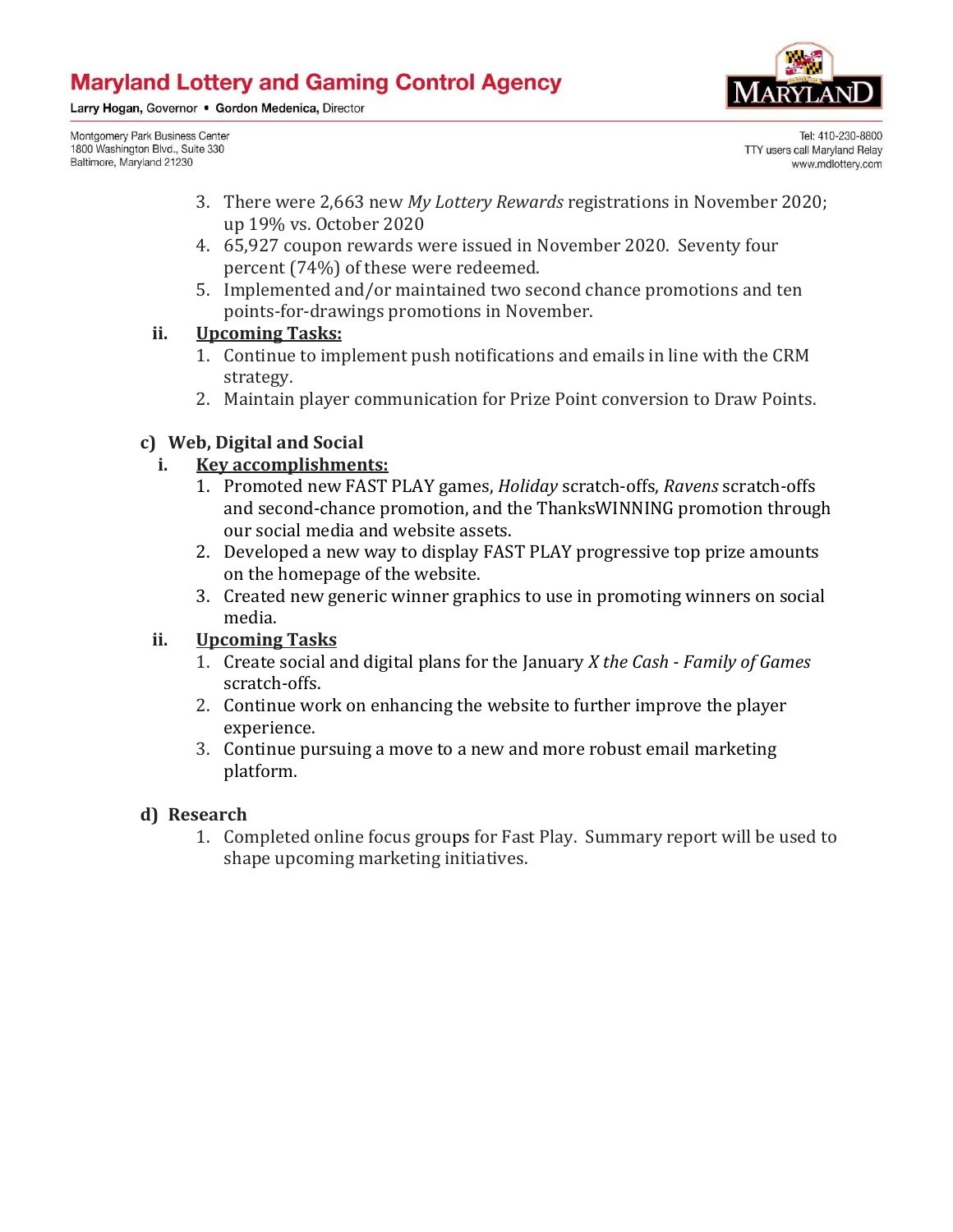3. There were 2,663 new *My Lottery Rewards* registrations in November 2020; up 19% vs. October 2020
4. 65,927 coupon rewards were issued in November 2020. Seventy four percent (74%) of these were redeemed.
5. Implemented and/or maintained two second chance promotions and ten points-for-drawings promotions in November.

ii. **Upcoming Tasks:**

1. Continue to implement push notifications and emails in line with the CRM strategy.
2. Maintain player communication for Prize Point conversion to Draw Points.

**c) Web, Digital and Social**

i. **Key accomplishments:**

1. Promoted new FAST PLAY games, *Holiday* scratch-offs, *Ravens* scratch-offs and second-chance promotion, and the ThanksWINNING promotion through our social media and website assets.
2. Developed a new way to display FAST PLAY progressive top prize amounts on the homepage of the website.
3. Created new generic winner graphics to use in promoting winners on social media.

ii. **Upcoming Tasks**

1. Create social and digital plans for the January *X the Cash - Family of Games* scratch-offs.
2. Continue work on enhancing the website to further improve the player experience.
3. Continue pursuing a move to a new and more robust email marketing platform.

**d) Research**

1. Completed online focus groups for Fast Play. Summary report will be used to shape upcoming marketing initiatives.